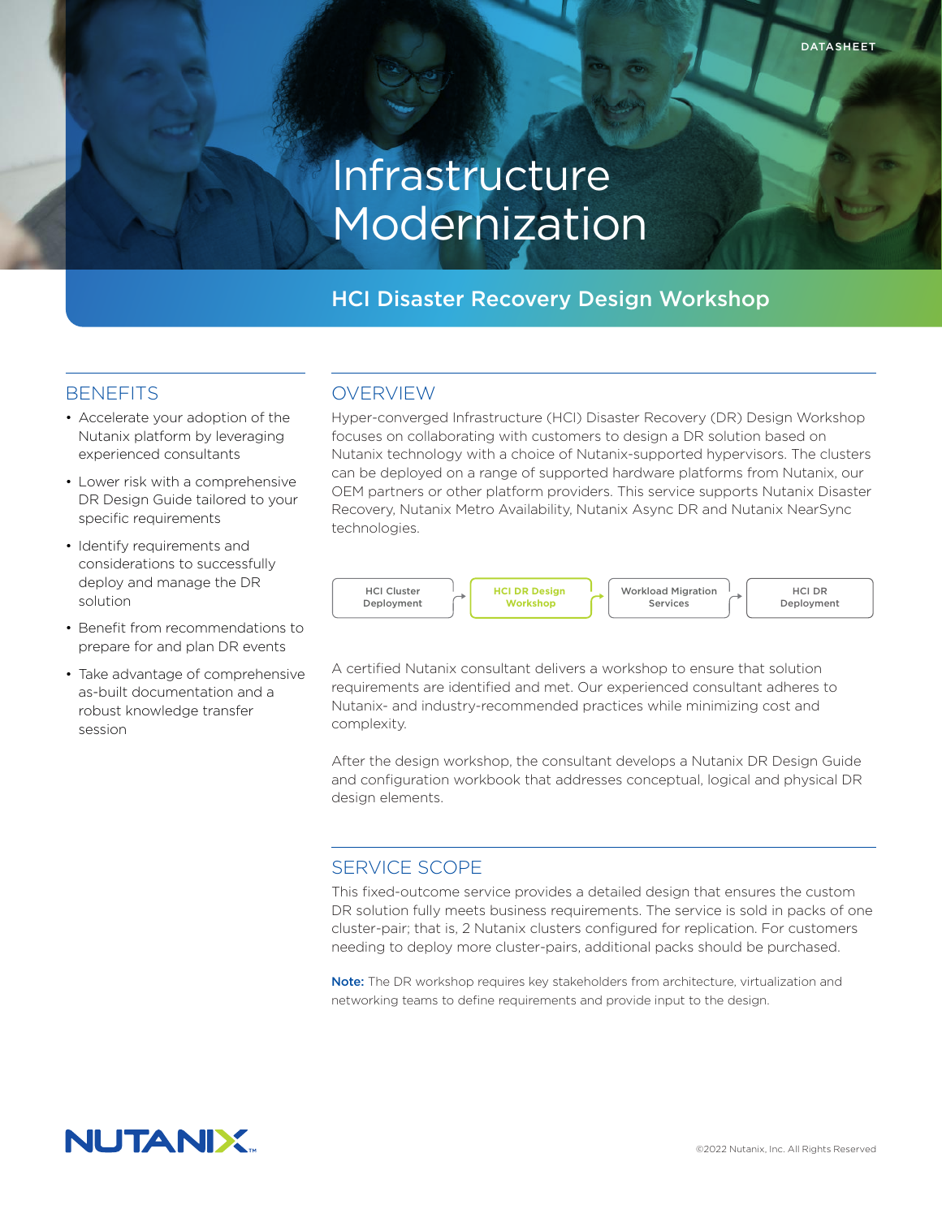DATASHEET

# Infrastructure Modernization

## HCI Disaster Recovery Design Workshop

### BENEFITS

- Accelerate your adoption of the Nutanix platform by leveraging experienced consultants
- Lower risk with a comprehensive DR Design Guide tailored to your specific requirements
- Identify requirements and considerations to successfully deploy and manage the DR solution
- Benefit from recommendations to prepare for and plan DR events
- Take advantage of comprehensive as-built documentation and a robust knowledge transfer session

### OVERVIEW

Hyper-converged Infrastructure (HCI) Disaster Recovery (DR) Design Workshop focuses on collaborating with customers to design a DR solution based on Nutanix technology with a choice of Nutanix-supported hypervisors. The clusters can be deployed on a range of supported hardware platforms from Nutanix, our OEM partners or other platform providers. This service supports Nutanix Disaster Recovery, Nutanix Metro Availability, Nutanix Async DR and Nutanix NearSync technologies.

HCI Cluster Deployment → **HCI DR Design Workshop** → Workload Migration Services → HCI DR Deployment

A certified Nutanix consultant delivers a workshop to ensure that solution requirements are identified and met. Our experienced consultant adheres to Nutanix- and industry-recommended practices while minimizing cost and complexity.

After the design workshop, the consultant develops a Nutanix DR Design Guide and configuration workbook that addresses conceptual, logical and physical DR design elements.

### SERVICE SCOPE

This fixed-outcome service provides a detailed design that ensures the custom DR solution fully meets business requirements. The service is sold in packs of one cluster-pair; that is, 2 Nutanix clusters configured for replication. For customers needing to deploy more cluster-pairs, additional packs should be purchased.

**Note:** The DR workshop requires key stakeholders from architecture, virtualization and networking teams to define requirements and provide input to the design.

NUTANIX

©2022 Nutanix, Inc. All Rights Reserved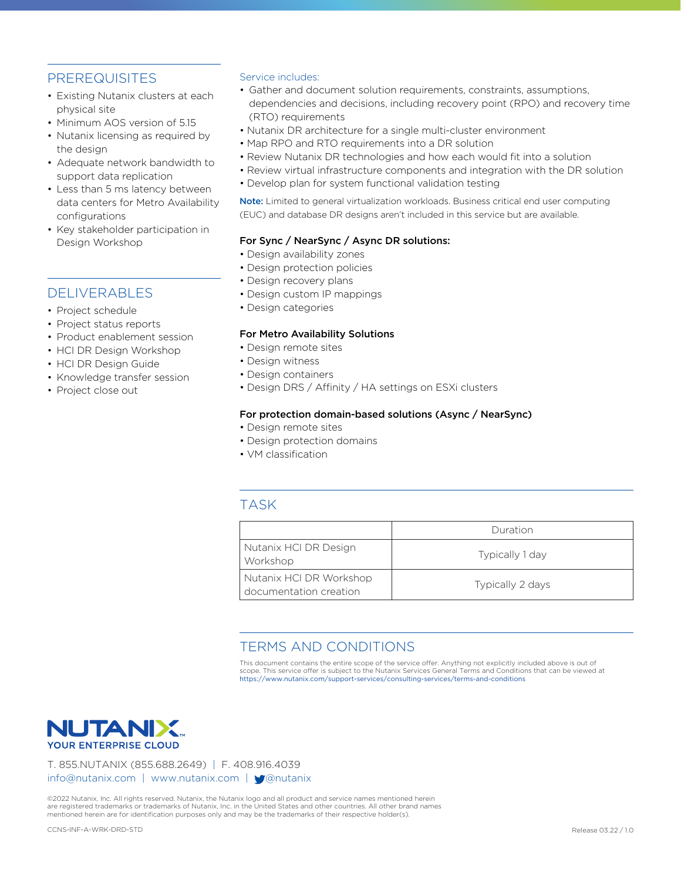## PREREQUISITES

- Existing Nutanix clusters at each physical site
- Minimum AOS version of 5.15
- Nutanix licensing as required by the design
- Adequate network bandwidth to support data replication
- Less than 5 ms latency between data centers for Metro Availability configurations
- Key stakeholder participation in Design Workshop

## DELIVERABLES

- Project schedule
- Project status reports
- Product enablement session
- HCI DR Design Workshop
- HCI DR Design Guide
- Knowledge transfer session
- Project close out

Service includes:

- Gather and document solution requirements, constraints, assumptions, dependencies and decisions, including recovery point (RPO) and recovery time (RTO) requirements
- Nutanix DR architecture for a single multi-cluster environment
- Map RPO and RTO requirements into a DR solution
- Review Nutanix DR technologies and how each would fit into a solution
- Review virtual infrastructure components and integration with the DR solution
- Develop plan for system functional validation testing

**Note:** Limited to general virtualization workloads. Business critical end user computing (EUC) and database DR designs aren't included in this service but are available.

**For Sync / NearSync / Async DR solutions:**

- Design availability zones
- Design protection policies
- Design recovery plans
- Design custom IP mappings
- Design categories

**For Metro Availability Solutions**

- Design remote sites
- Design witness
- Design containers
- Design DRS / Affinity / HA settings on ESXi clusters

**For protection domain-based solutions (Async / NearSync)**

- Design remote sites
- Design protection domains
- VM classification

## TASK

| | Duration |
|---|---|
| Nutanix HCI DR Design Workshop | Typically 1 day |
| Nutanix HCI DR Workshop documentation creation | Typically 2 days |

## TERMS AND CONDITIONS

This document contains the entire scope of the service offer. Anything not explicitly included above is out of scope. This service offer is subject to the Nutanix Services General Terms and Conditions that can be viewed at https://www.nutanix.com/support-services/consulting-services/terms-and-conditions

NUTANIX
YOUR ENTERPRISE CLOUD

T. 855.NUTANIX (855.688.2649) | F. 408.916.4039
info@nutanix.com | www.nutanix.com | @nutanix

©2022 Nutanix, Inc. All rights reserved. Nutanix, the Nutanix logo and all product and service names mentioned herein are registered trademarks or trademarks of Nutanix, Inc. in the United States and other countries. All other brand names mentioned herein are for identification purposes only and may be the trademarks of their respective holder(s).

CCNS-INF-A-WRK-DRD-STD

Release 03.22 / 1.0